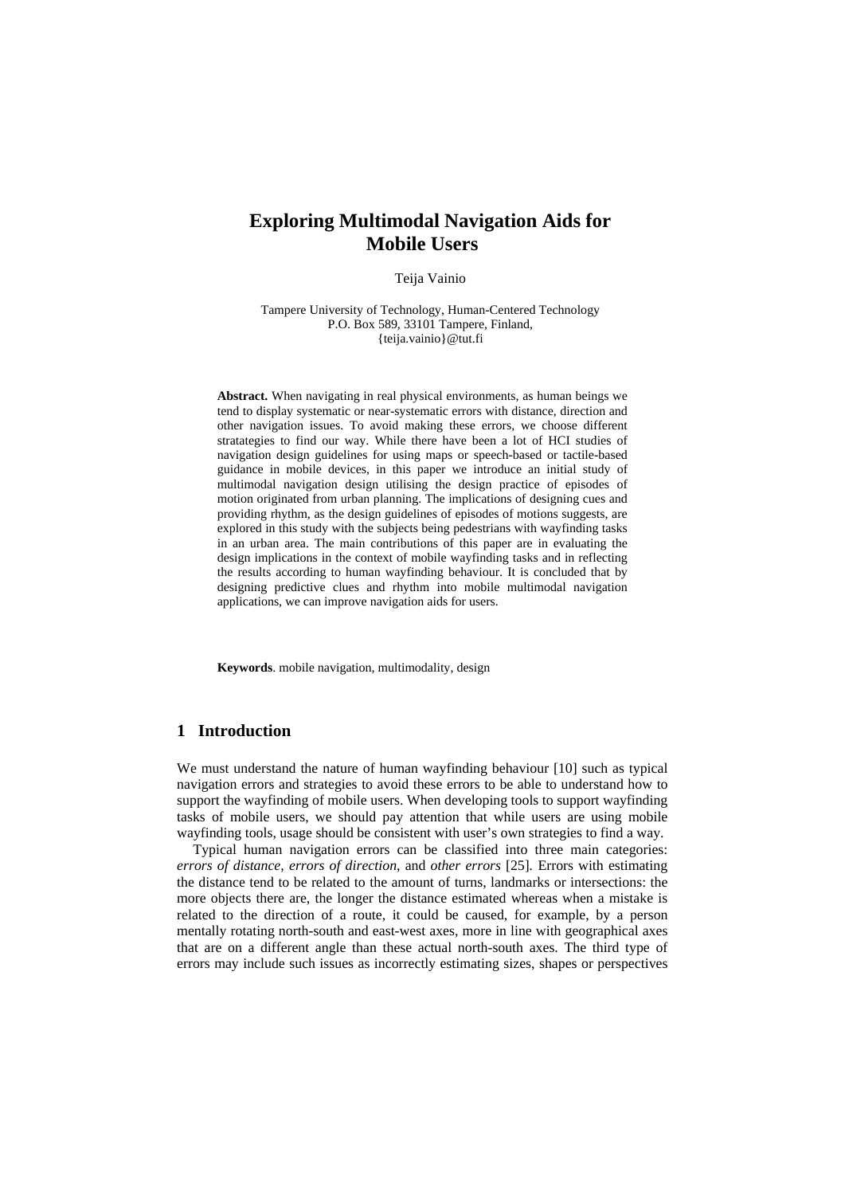# Exploring Multimodal Navigation Aids for Mobile Users

Teija Vainio

Tampere University of Technology, Human-Centered Technology
P.O. Box 589, 33101 Tampere, Finland,
{teija.vainio}@tut.fi

**Abstract.** When navigating in real physical environments, as human beings we tend to display systematic or near-systematic errors with distance, direction and other navigation issues. To avoid making these errors, we choose different stratategies to find our way. While there have been a lot of HCI studies of navigation design guidelines for using maps or speech-based or tactile-based guidance in mobile devices, in this paper we introduce an initial study of multimodal navigation design utilising the design practice of episodes of motion originated from urban planning. The implications of designing cues and providing rhythm, as the design guidelines of episodes of motions suggests, are explored in this study with the subjects being pedestrians with wayfinding tasks in an urban area. The main contributions of this paper are in evaluating the design implications in the context of mobile wayfinding tasks and in reflecting the results according to human wayfinding behaviour. It is concluded that by designing predictive clues and rhythm into mobile multimodal navigation applications, we can improve navigation aids for users.

**Keywords**. mobile navigation, multimodality, design

## 1 Introduction

We must understand the nature of human wayfinding behaviour [10] such as typical navigation errors and strategies to avoid these errors to be able to understand how to support the wayfinding of mobile users. When developing tools to support wayfinding tasks of mobile users, we should pay attention that while users are using mobile wayfinding tools, usage should be consistent with user's own strategies to find a way.

Typical human navigation errors can be classified into three main categories: *errors of distance*, *errors of direction*, and *other errors* [25]. Errors with estimating the distance tend to be related to the amount of turns, landmarks or intersections: the more objects there are, the longer the distance estimated whereas when a mistake is related to the direction of a route, it could be caused, for example, by a person mentally rotating north-south and east-west axes, more in line with geographical axes that are on a different angle than these actual north-south axes. The third type of errors may include such issues as incorrectly estimating sizes, shapes or perspectives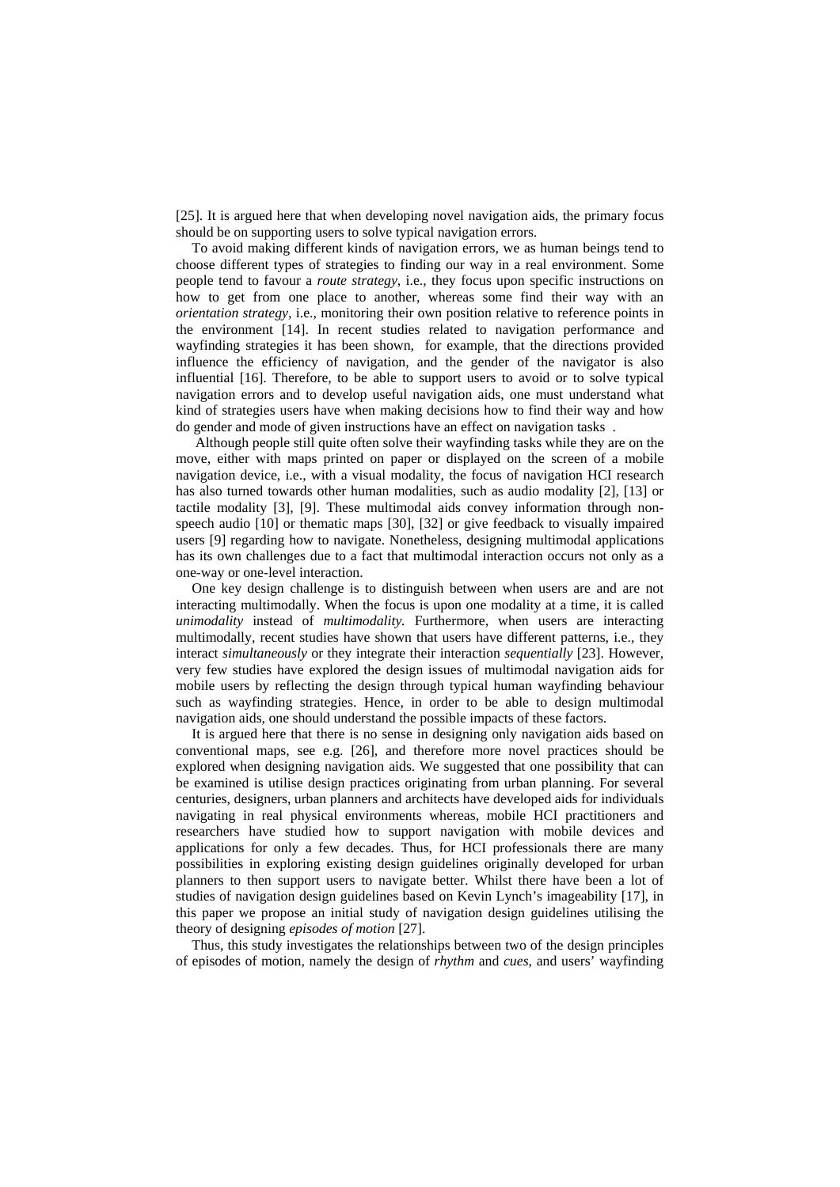[25]. It is argued here that when developing novel navigation aids, the primary focus should be on supporting users to solve typical navigation errors.

To avoid making different kinds of navigation errors, we as human beings tend to choose different types of strategies to finding our way in a real environment. Some people tend to favour a *route strategy*, i.e., they focus upon specific instructions on how to get from one place to another, whereas some find their way with an *orientation strategy*, i.e., monitoring their own position relative to reference points in the environment [14]. In recent studies related to navigation performance and wayfinding strategies it has been shown, for example, that the directions provided influence the efficiency of navigation, and the gender of the navigator is also influential [16]. Therefore, to be able to support users to avoid or to solve typical navigation errors and to develop useful navigation aids, one must understand what kind of strategies users have when making decisions how to find their way and how do gender and mode of given instructions have an effect on navigation tasks .

Although people still quite often solve their wayfinding tasks while they are on the move, either with maps printed on paper or displayed on the screen of a mobile navigation device, i.e., with a visual modality, the focus of navigation HCI research has also turned towards other human modalities, such as audio modality [2], [13] or tactile modality [3], [9]. These multimodal aids convey information through non-speech audio [10] or thematic maps [30], [32] or give feedback to visually impaired users [9] regarding how to navigate. Nonetheless, designing multimodal applications has its own challenges due to a fact that multimodal interaction occurs not only as a one-way or one-level interaction.

One key design challenge is to distinguish between when users are and are not interacting multimodally. When the focus is upon one modality at a time, it is called *unimodality* instead of *multimodality.* Furthermore, when users are interacting multimodally, recent studies have shown that users have different patterns, i.e., they interact *simultaneously* or they integrate their interaction *sequentially* [23]. However, very few studies have explored the design issues of multimodal navigation aids for mobile users by reflecting the design through typical human wayfinding behaviour such as wayfinding strategies. Hence, in order to be able to design multimodal navigation aids, one should understand the possible impacts of these factors.

It is argued here that there is no sense in designing only navigation aids based on conventional maps, see e.g. [26], and therefore more novel practices should be explored when designing navigation aids. We suggested that one possibility that can be examined is utilise design practices originating from urban planning. For several centuries, designers, urban planners and architects have developed aids for individuals navigating in real physical environments whereas, mobile HCI practitioners and researchers have studied how to support navigation with mobile devices and applications for only a few decades. Thus, for HCI professionals there are many possibilities in exploring existing design guidelines originally developed for urban planners to then support users to navigate better. Whilst there have been a lot of studies of navigation design guidelines based on Kevin Lynch's imageability [17], in this paper we propose an initial study of navigation design guidelines utilising the theory of designing *episodes of motion* [27].

Thus, this study investigates the relationships between two of the design principles of episodes of motion, namely the design of *rhythm* and *cues*, and users' wayfinding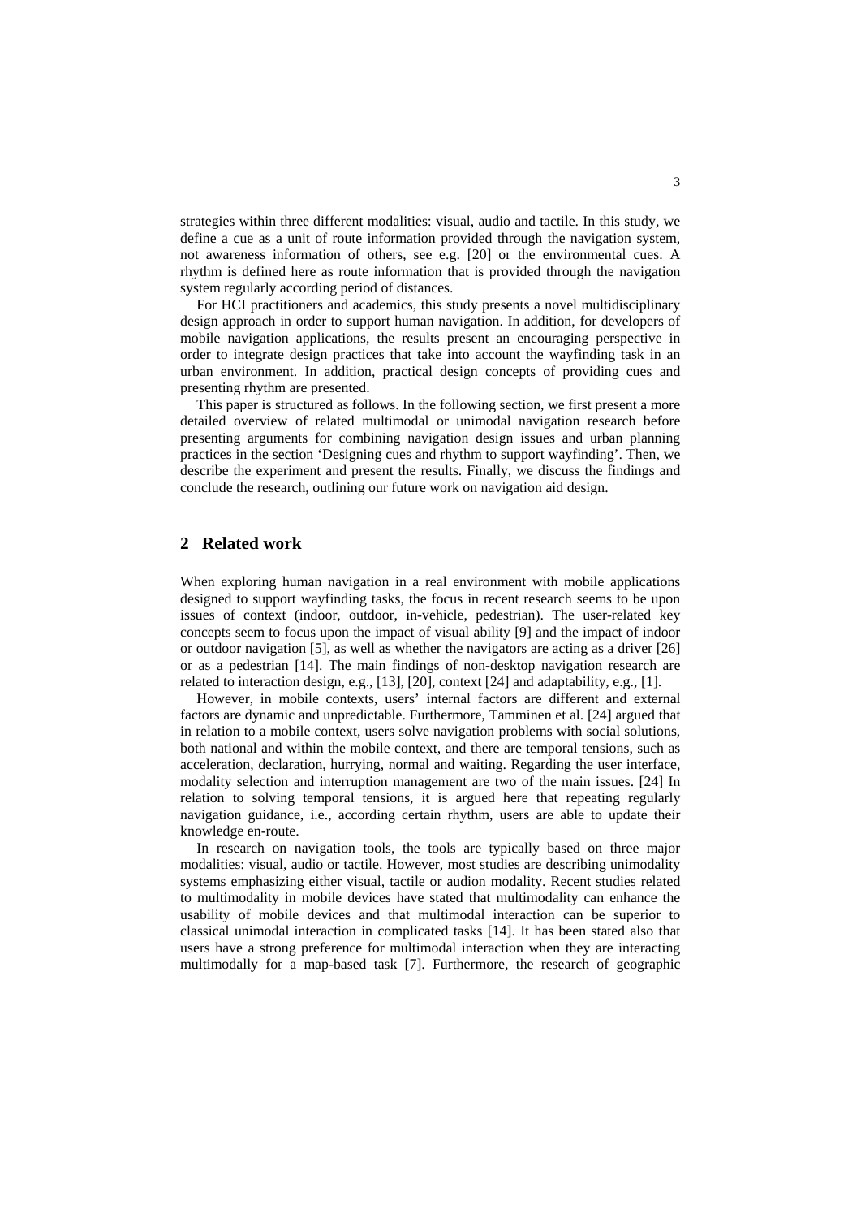strategies within three different modalities: visual, audio and tactile. In this study, we define a cue as a unit of route information provided through the navigation system, not awareness information of others, see e.g. [20] or the environmental cues. A rhythm is defined here as route information that is provided through the navigation system regularly according period of distances.

For HCI practitioners and academics, this study presents a novel multidisciplinary design approach in order to support human navigation. In addition, for developers of mobile navigation applications, the results present an encouraging perspective in order to integrate design practices that take into account the wayfinding task in an urban environment. In addition, practical design concepts of providing cues and presenting rhythm are presented.

This paper is structured as follows. In the following section, we first present a more detailed overview of related multimodal or unimodal navigation research before presenting arguments for combining navigation design issues and urban planning practices in the section 'Designing cues and rhythm to support wayfinding'. Then, we describe the experiment and present the results. Finally, we discuss the findings and conclude the research, outlining our future work on navigation aid design.

## 2 Related work

When exploring human navigation in a real environment with mobile applications designed to support wayfinding tasks, the focus in recent research seems to be upon issues of context (indoor, outdoor, in-vehicle, pedestrian). The user-related key concepts seem to focus upon the impact of visual ability [9] and the impact of indoor or outdoor navigation [5], as well as whether the navigators are acting as a driver [26] or as a pedestrian [14]. The main findings of non-desktop navigation research are related to interaction design, e.g., [13], [20], context [24] and adaptability, e.g., [1].

However, in mobile contexts, users' internal factors are different and external factors are dynamic and unpredictable. Furthermore, Tamminen et al. [24] argued that in relation to a mobile context, users solve navigation problems with social solutions, both national and within the mobile context, and there are temporal tensions, such as acceleration, declaration, hurrying, normal and waiting. Regarding the user interface, modality selection and interruption management are two of the main issues. [24] In relation to solving temporal tensions, it is argued here that repeating regularly navigation guidance, i.e., according certain rhythm, users are able to update their knowledge en-route.

In research on navigation tools, the tools are typically based on three major modalities: visual, audio or tactile. However, most studies are describing unimodality systems emphasizing either visual, tactile or audion modality. Recent studies related to multimodality in mobile devices have stated that multimodality can enhance the usability of mobile devices and that multimodal interaction can be superior to classical unimodal interaction in complicated tasks [14]. It has been stated also that users have a strong preference for multimodal interaction when they are interacting multimodally for a map-based task [7]. Furthermore, the research of geographic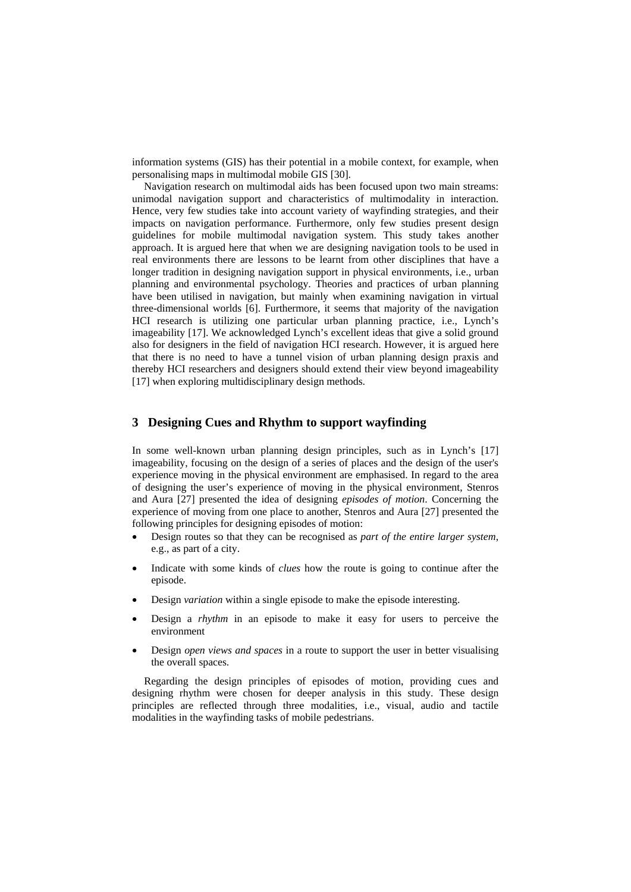information systems (GIS) has their potential in a mobile context, for example, when personalising maps in multimodal mobile GIS [30].

Navigation research on multimodal aids has been focused upon two main streams: unimodal navigation support and characteristics of multimodality in interaction. Hence, very few studies take into account variety of wayfinding strategies, and their impacts on navigation performance. Furthermore, only few studies present design guidelines for mobile multimodal navigation system. This study takes another approach. It is argued here that when we are designing navigation tools to be used in real environments there are lessons to be learnt from other disciplines that have a longer tradition in designing navigation support in physical environments, i.e., urban planning and environmental psychology. Theories and practices of urban planning have been utilised in navigation, but mainly when examining navigation in virtual three-dimensional worlds [6]. Furthermore, it seems that majority of the navigation HCI research is utilizing one particular urban planning practice, i.e., Lynch's imageability [17]. We acknowledged Lynch's excellent ideas that give a solid ground also for designers in the field of navigation HCI research. However, it is argued here that there is no need to have a tunnel vision of urban planning design praxis and thereby HCI researchers and designers should extend their view beyond imageability [17] when exploring multidisciplinary design methods.

## 3 Designing Cues and Rhythm to support wayfinding

In some well-known urban planning design principles, such as in Lynch's [17] imageability, focusing on the design of a series of places and the design of the user's experience moving in the physical environment are emphasised. In regard to the area of designing the user's experience of moving in the physical environment, Stenros and Aura [27] presented the idea of designing *episodes of motion*. Concerning the experience of moving from one place to another, Stenros and Aura [27] presented the following principles for designing episodes of motion:

- Design routes so that they can be recognised as *part of the entire larger system*, e.g., as part of a city.
- Indicate with some kinds of *clues* how the route is going to continue after the episode.
- Design *variation* within a single episode to make the episode interesting.
- Design a *rhythm* in an episode to make it easy for users to perceive the environment
- Design *open views and spaces* in a route to support the user in better visualising the overall spaces.

Regarding the design principles of episodes of motion, providing cues and designing rhythm were chosen for deeper analysis in this study. These design principles are reflected through three modalities, i.e., visual, audio and tactile modalities in the wayfinding tasks of mobile pedestrians.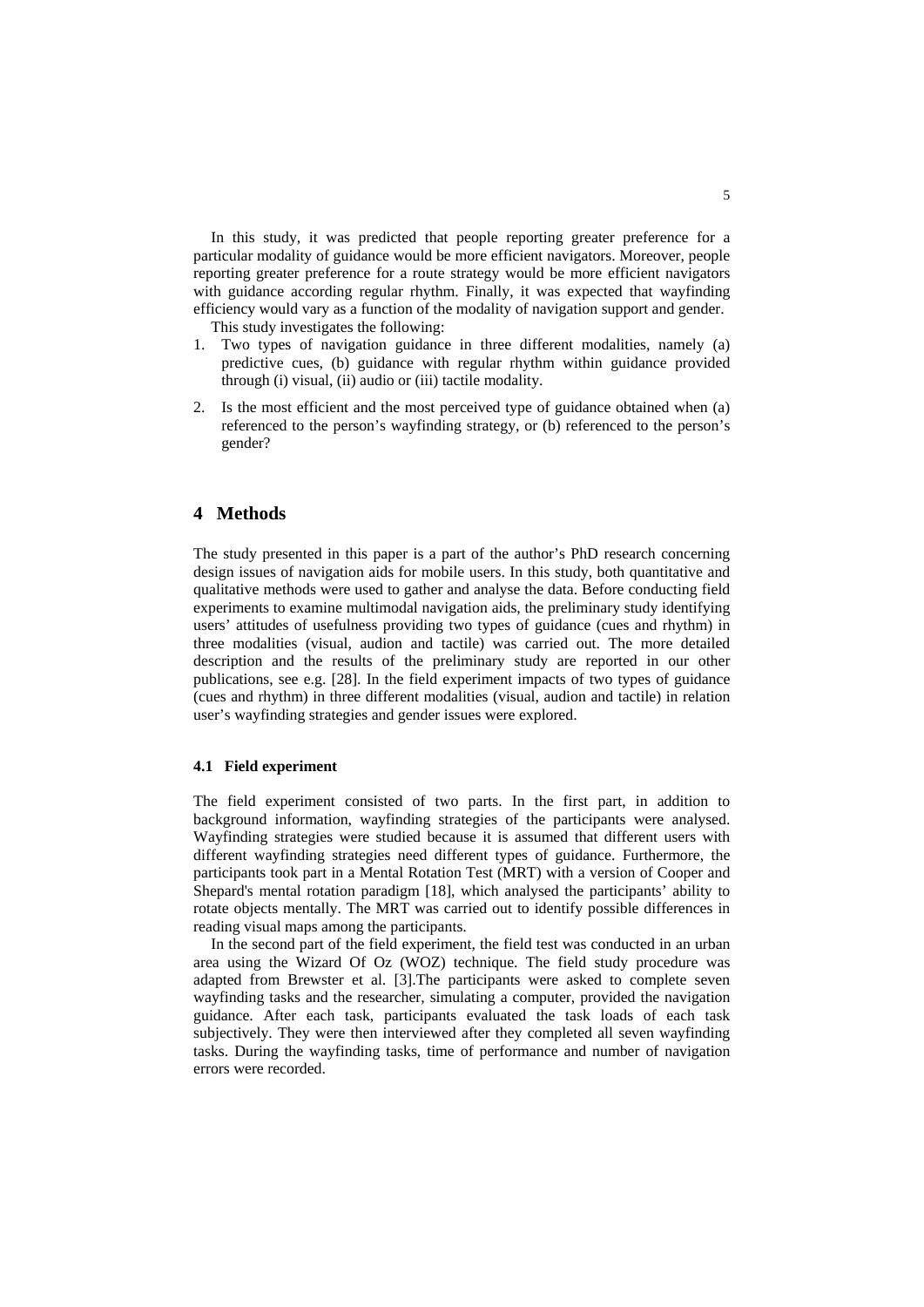In this study, it was predicted that people reporting greater preference for a particular modality of guidance would be more efficient navigators. Moreover, people reporting greater preference for a route strategy would be more efficient navigators with guidance according regular rhythm. Finally, it was expected that wayfinding efficiency would vary as a function of the modality of navigation support and gender.

This study investigates the following:

1. Two types of navigation guidance in three different modalities, namely (a) predictive cues, (b) guidance with regular rhythm within guidance provided through (i) visual, (ii) audio or (iii) tactile modality.
2. Is the most efficient and the most perceived type of guidance obtained when (a) referenced to the person's wayfinding strategy, or (b) referenced to the person's gender?

# 4 Methods

The study presented in this paper is a part of the author's PhD research concerning design issues of navigation aids for mobile users. In this study, both quantitative and qualitative methods were used to gather and analyse the data. Before conducting field experiments to examine multimodal navigation aids, the preliminary study identifying users' attitudes of usefulness providing two types of guidance (cues and rhythm) in three modalities (visual, audion and tactile) was carried out. The more detailed description and the results of the preliminary study are reported in our other publications, see e.g. [28]. In the field experiment impacts of two types of guidance (cues and rhythm) in three different modalities (visual, audion and tactile) in relation user's wayfinding strategies and gender issues were explored.

## 4.1 Field experiment

The field experiment consisted of two parts. In the first part, in addition to background information, wayfinding strategies of the participants were analysed. Wayfinding strategies were studied because it is assumed that different users with different wayfinding strategies need different types of guidance. Furthermore, the participants took part in a Mental Rotation Test (MRT) with a version of Cooper and Shepard's mental rotation paradigm [18], which analysed the participants' ability to rotate objects mentally. The MRT was carried out to identify possible differences in reading visual maps among the participants.

In the second part of the field experiment, the field test was conducted in an urban area using the Wizard Of Oz (WOZ) technique. The field study procedure was adapted from Brewster et al. [3].The participants were asked to complete seven wayfinding tasks and the researcher, simulating a computer, provided the navigation guidance. After each task, participants evaluated the task loads of each task subjectively. They were then interviewed after they completed all seven wayfinding tasks. During the wayfinding tasks, time of performance and number of navigation errors were recorded.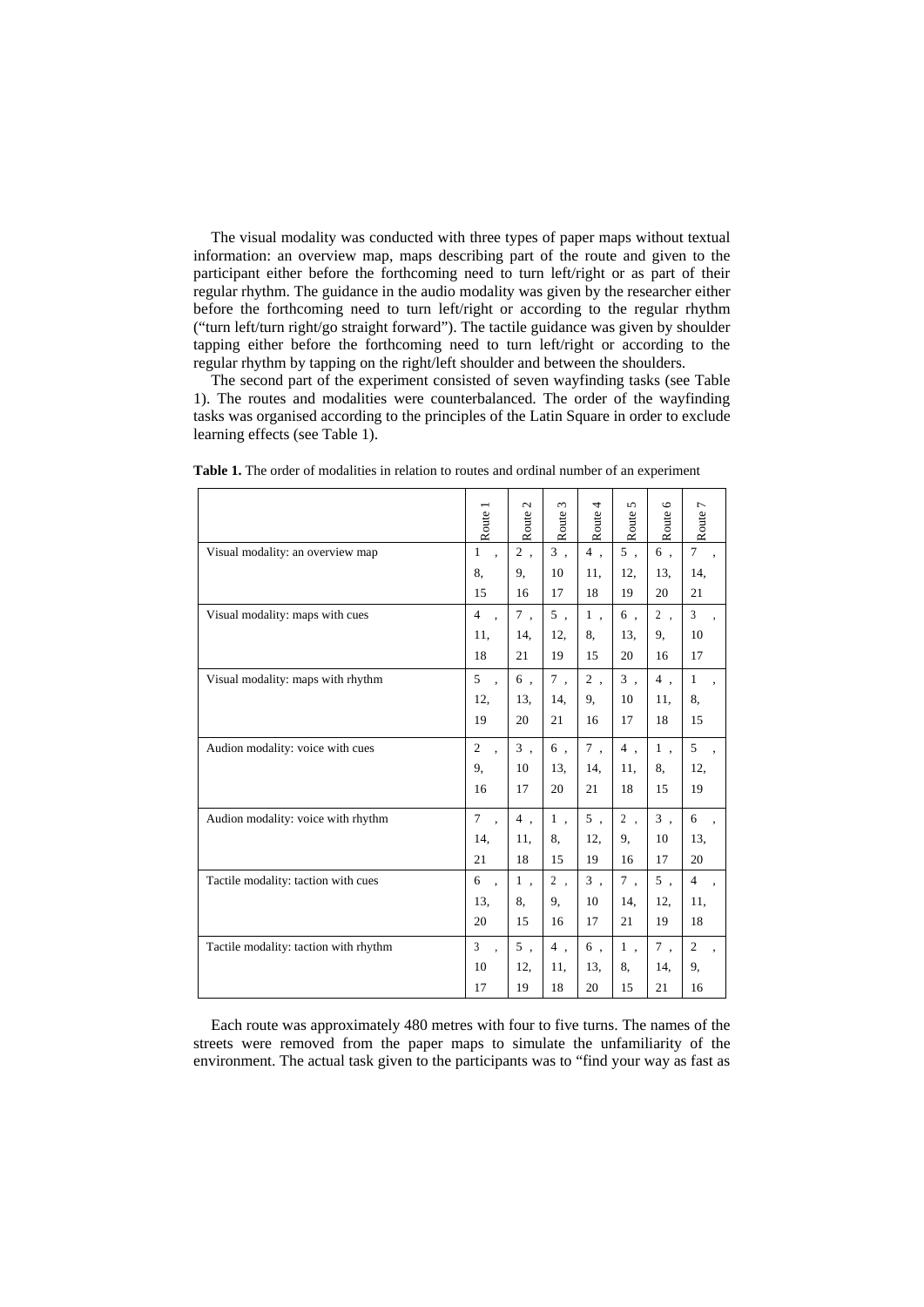The visual modality was conducted with three types of paper maps without textual information: an overview map, maps describing part of the route and given to the participant either before the forthcoming need to turn left/right or as part of their regular rhythm. The guidance in the audio modality was given by the researcher either before the forthcoming need to turn left/right or according to the regular rhythm ("turn left/turn right/go straight forward"). The tactile guidance was given by shoulder tapping either before the forthcoming need to turn left/right or according to the regular rhythm by tapping on the right/left shoulder and between the shoulders.

The second part of the experiment consisted of seven wayfinding tasks (see Table 1). The routes and modalities were counterbalanced. The order of the wayfinding tasks was organised according to the principles of the Latin Square in order to exclude learning effects (see Table 1).

**Table 1.** The order of modalities in relation to routes and ordinal number of an experiment

| | Route 1 | Route 2 | Route 3 | Route 4 | Route 5 | Route 6 | Route 7 |
|---|---|---|---|---|---|---|---|
| Visual modality: an overview map | 1, 8, 15 | 2, 9, 16 | 3, 10 17 | 4, 11, 18 | 5, 12, 19 | 6, 13, 20 | 7, 14, 21 |
| Visual modality: maps with cues | 4, 11, 18 | 7, 14, 21 | 5, 12, 19 | 1, 8, 15 | 6, 13, 20 | 2, 9, 16 | 3, 10 17 |
| Visual modality: maps with rhythm | 5, 12, 19 | 6, 13, 20 | 7, 14, 21 | 2, 9, 16 | 3, 10 17 | 4, 11, 18 | 1, 8, 15 |
| Audion modality: voice with cues | 2, 9, 16 | 3, 10 17 | 6, 13, 20 | 7, 14, 21 | 4, 11, 18 | 1, 8, 15 | 5, 12, 19 |
| Audion modality: voice with rhythm | 7, 14, 21 | 4, 11, 18 | 1, 8, 15 | 5, 12, 19 | 2, 9, 16 | 3, 10 17 | 6, 13, 20 |
| Tactile modality: taction with cues | 6, 13, 20 | 1, 8, 15 | 2, 9, 16 | 3, 10 17 | 7, 14, 21 | 5, 12, 19 | 4, 11, 18 |
| Tactile modality: taction with rhythm | 3, 10 17 | 5, 12, 19 | 4, 11, 18 | 6, 13, 20 | 1, 8, 15 | 7, 14, 21 | 2, 9, 16 |

Each route was approximately 480 metres with four to five turns. The names of the streets were removed from the paper maps to simulate the unfamiliarity of the environment. The actual task given to the participants was to "find your way as fast as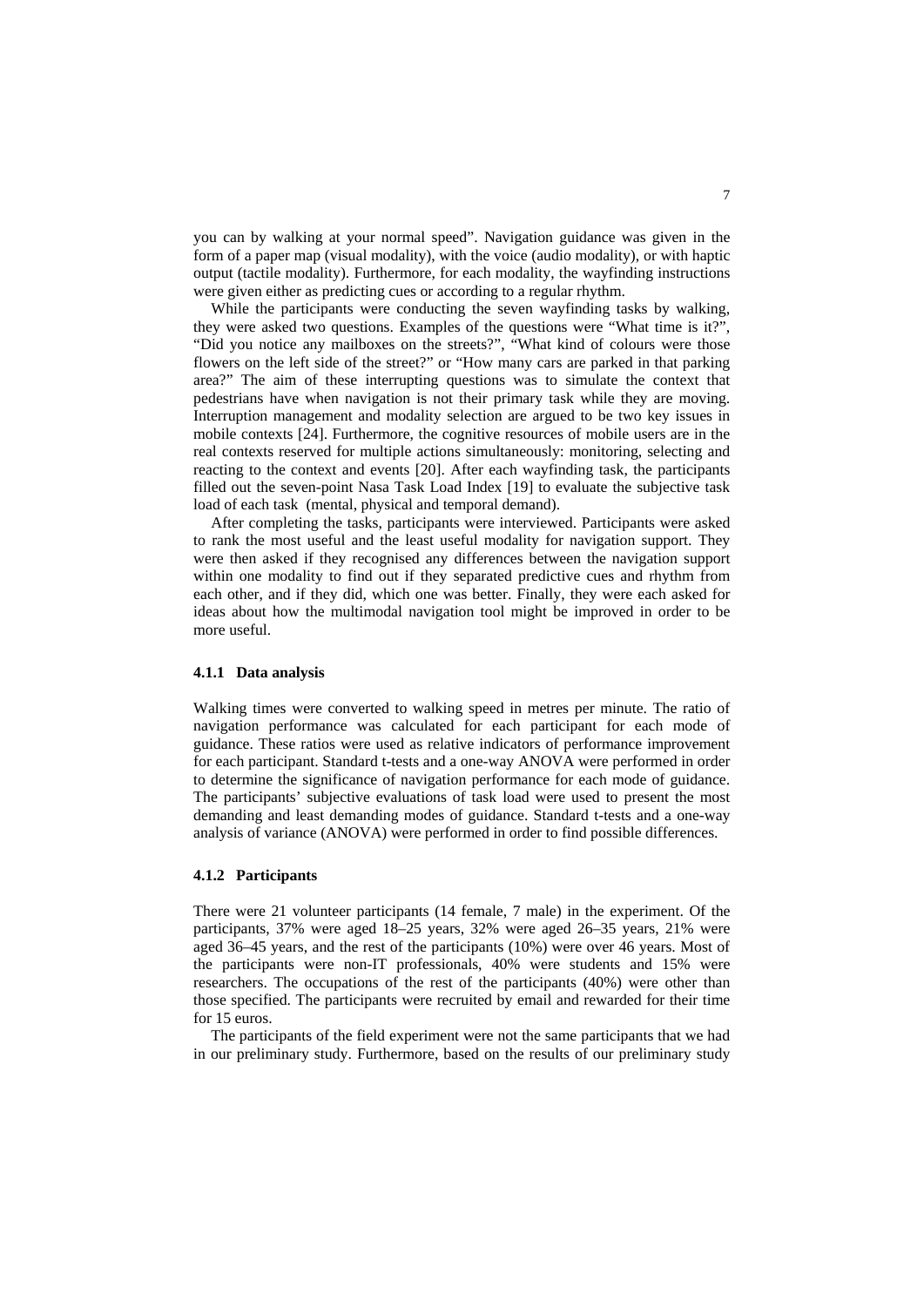you can by walking at your normal speed". Navigation guidance was given in the form of a paper map (visual modality), with the voice (audio modality), or with haptic output (tactile modality). Furthermore, for each modality, the wayfinding instructions were given either as predicting cues or according to a regular rhythm.

While the participants were conducting the seven wayfinding tasks by walking, they were asked two questions. Examples of the questions were "What time is it?", "Did you notice any mailboxes on the streets?", "What kind of colours were those flowers on the left side of the street?" or "How many cars are parked in that parking area?" The aim of these interrupting questions was to simulate the context that pedestrians have when navigation is not their primary task while they are moving. Interruption management and modality selection are argued to be two key issues in mobile contexts [24]. Furthermore, the cognitive resources of mobile users are in the real contexts reserved for multiple actions simultaneously: monitoring, selecting and reacting to the context and events [20]. After each wayfinding task, the participants filled out the seven-point Nasa Task Load Index [19] to evaluate the subjective task load of each task (mental, physical and temporal demand).

After completing the tasks, participants were interviewed. Participants were asked to rank the most useful and the least useful modality for navigation support. They were then asked if they recognised any differences between the navigation support within one modality to find out if they separated predictive cues and rhythm from each other, and if they did, which one was better. Finally, they were each asked for ideas about how the multimodal navigation tool might be improved in order to be more useful.

#### 4.1.1 Data analysis

Walking times were converted to walking speed in metres per minute. The ratio of navigation performance was calculated for each participant for each mode of guidance. These ratios were used as relative indicators of performance improvement for each participant. Standard t-tests and a one-way ANOVA were performed in order to determine the significance of navigation performance for each mode of guidance. The participants' subjective evaluations of task load were used to present the most demanding and least demanding modes of guidance. Standard t-tests and a one-way analysis of variance (ANOVA) were performed in order to find possible differences.

#### 4.1.2 Participants

There were 21 volunteer participants (14 female, 7 male) in the experiment. Of the participants, 37% were aged 18–25 years, 32% were aged 26–35 years, 21% were aged 36–45 years, and the rest of the participants (10%) were over 46 years. Most of the participants were non-IT professionals, 40% were students and 15% were researchers. The occupations of the rest of the participants (40%) were other than those specified. The participants were recruited by email and rewarded for their time for 15 euros.

The participants of the field experiment were not the same participants that we had in our preliminary study. Furthermore, based on the results of our preliminary study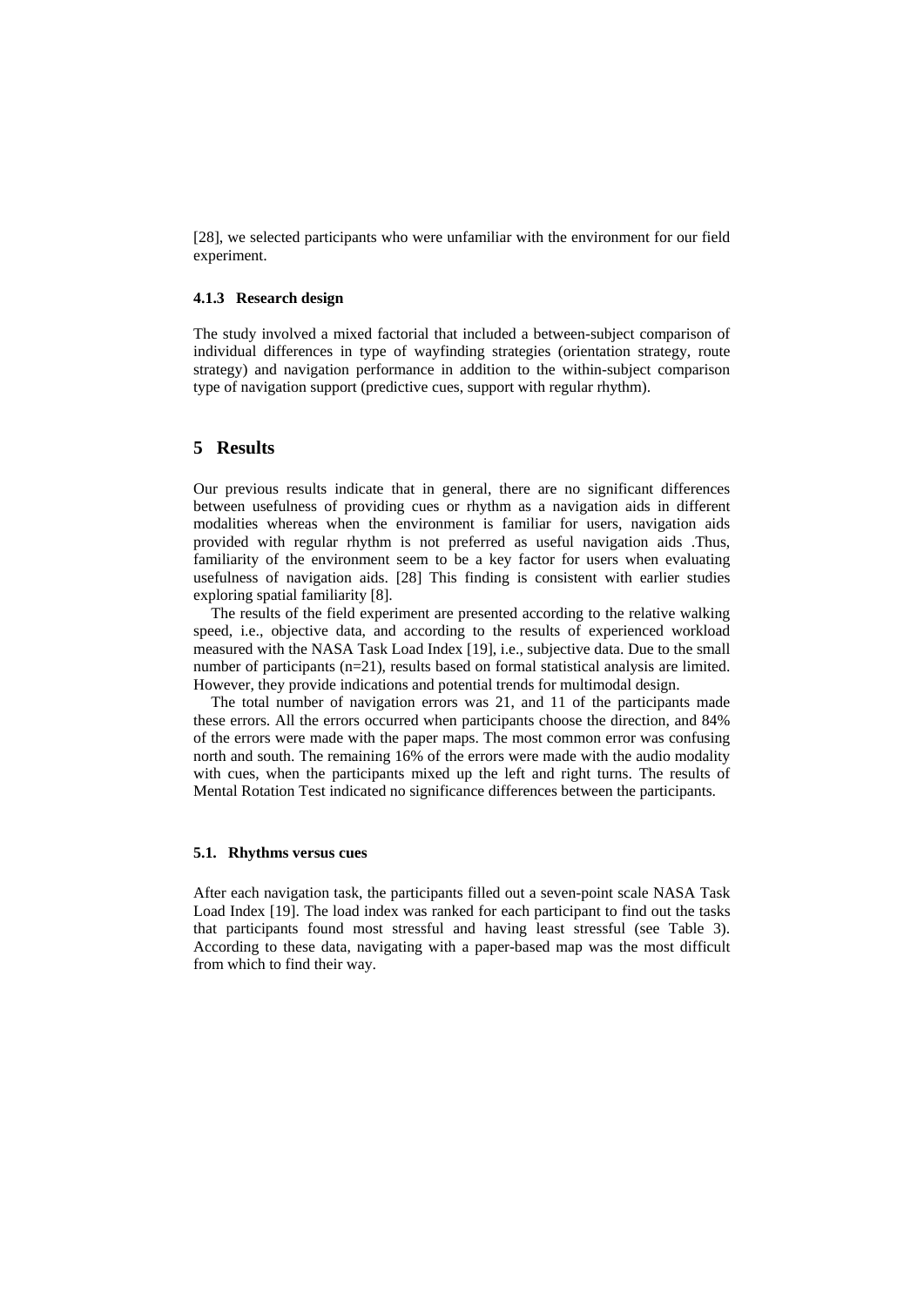[28], we selected participants who were unfamiliar with the environment for our field experiment.

#### 4.1.3 Research design

The study involved a mixed factorial that included a between-subject comparison of individual differences in type of wayfinding strategies (orientation strategy, route strategy) and navigation performance in addition to the within-subject comparison type of navigation support (predictive cues, support with regular rhythm).

## 5 Results

Our previous results indicate that in general, there are no significant differences between usefulness of providing cues or rhythm as a navigation aids in different modalities whereas when the environment is familiar for users, navigation aids provided with regular rhythm is not preferred as useful navigation aids .Thus, familiarity of the environment seem to be a key factor for users when evaluating usefulness of navigation aids. [28] This finding is consistent with earlier studies exploring spatial familiarity [8].

The results of the field experiment are presented according to the relative walking speed, i.e., objective data, and according to the results of experienced workload measured with the NASA Task Load Index [19], i.e., subjective data. Due to the small number of participants (n=21), results based on formal statistical analysis are limited. However, they provide indications and potential trends for multimodal design.

The total number of navigation errors was 21, and 11 of the participants made these errors. All the errors occurred when participants choose the direction, and 84% of the errors were made with the paper maps. The most common error was confusing north and south. The remaining 16% of the errors were made with the audio modality with cues, when the participants mixed up the left and right turns. The results of Mental Rotation Test indicated no significance differences between the participants.

### 5.1. Rhythms versus cues

After each navigation task, the participants filled out a seven-point scale NASA Task Load Index [19]. The load index was ranked for each participant to find out the tasks that participants found most stressful and having least stressful (see Table 3). According to these data, navigating with a paper-based map was the most difficult from which to find their way.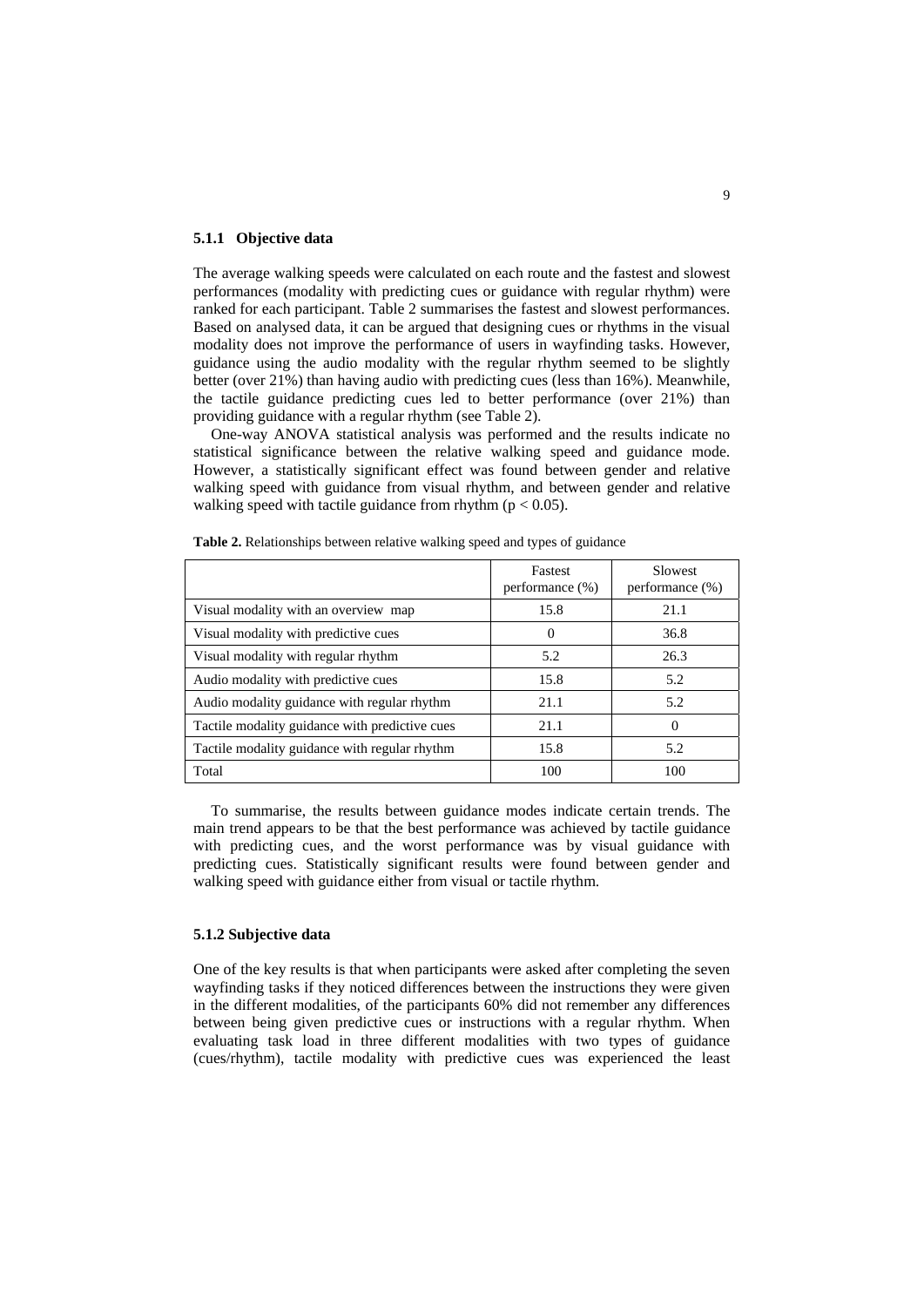### 5.1.1 Objective data

The average walking speeds were calculated on each route and the fastest and slowest performances (modality with predicting cues or guidance with regular rhythm) were ranked for each participant. Table 2 summarises the fastest and slowest performances. Based on analysed data, it can be argued that designing cues or rhythms in the visual modality does not improve the performance of users in wayfinding tasks. However, guidance using the audio modality with the regular rhythm seemed to be slightly better (over 21%) than having audio with predicting cues (less than 16%). Meanwhile, the tactile guidance predicting cues led to better performance (over 21%) than providing guidance with a regular rhythm (see Table 2).

One-way ANOVA statistical analysis was performed and the results indicate no statistical significance between the relative walking speed and guidance mode. However, a statistically significant effect was found between gender and relative walking speed with guidance from visual rhythm, and between gender and relative walking speed with tactile guidance from rhythm ($p < 0.05$).

**Table 2.** Relationships between relative walking speed and types of guidance

| | Fastest performance (%) | Slowest performance (%) |
|---|---|---|
| Visual modality with an overview map | 15.8 | 21.1 |
| Visual modality with predictive cues | 0 | 36.8 |
| Visual modality with regular rhythm | 5.2 | 26.3 |
| Audio modality with predictive cues | 15.8 | 5.2 |
| Audio modality guidance with regular rhythm | 21.1 | 5.2 |
| Tactile modality guidance with predictive cues | 21.1 | 0 |
| Tactile modality guidance with regular rhythm | 15.8 | 5.2 |
| Total | 100 | 100 |

To summarise, the results between guidance modes indicate certain trends. The main trend appears to be that the best performance was achieved by tactile guidance with predicting cues, and the worst performance was by visual guidance with predicting cues. Statistically significant results were found between gender and walking speed with guidance either from visual or tactile rhythm.

### 5.1.2 Subjective data

One of the key results is that when participants were asked after completing the seven wayfinding tasks if they noticed differences between the instructions they were given in the different modalities, of the participants 60% did not remember any differences between being given predictive cues or instructions with a regular rhythm. When evaluating task load in three different modalities with two types of guidance (cues/rhythm), tactile modality with predictive cues was experienced the least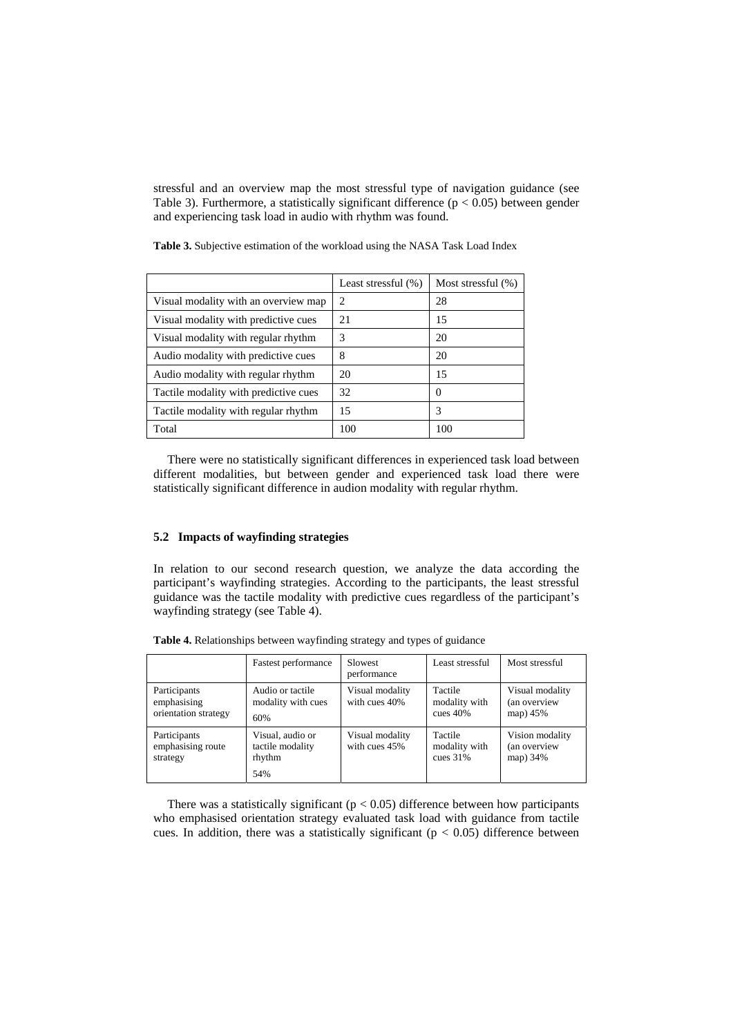stressful and an overview map the most stressful type of navigation guidance (see Table 3). Furthermore, a statistically significant difference ($p < 0.05$) between gender and experiencing task load in audio with rhythm was found.

**Table 3.** Subjective estimation of the workload using the NASA Task Load Index

| | Least stressful (%) | Most stressful (%) |
|---|---|---|
| Visual modality with an overview map | 2 | 28 |
| Visual modality with predictive cues | 21 | 15 |
| Visual modality with regular rhythm | 3 | 20 |
| Audio modality with predictive cues | 8 | 20 |
| Audio modality with regular rhythm | 20 | 15 |
| Tactile modality with predictive cues | 32 | 0 |
| Tactile modality with regular rhythm | 15 | 3 |
| Total | 100 | 100 |

There were no statistically significant differences in experienced task load between different modalities, but between gender and experienced task load there were statistically significant difference in audion modality with regular rhythm.

### 5.2 Impacts of wayfinding strategies

In relation to our second research question, we analyze the data according the participant's wayfinding strategies. According to the participants, the least stressful guidance was the tactile modality with predictive cues regardless of the participant's wayfinding strategy (see Table 4).

**Table 4.** Relationships between wayfinding strategy and types of guidance

| | Fastest performance | Slowest performance | Least stressful | Most stressful |
|---|---|---|---|---|
| Participants emphasising orientation strategy | Audio or tactile modality with cues 60% | Visual modality with cues 40% | Tactile modality with cues 40% | Visual modality (an overview map) 45% |
| Participants emphasising route strategy | Visual, audio or tactile modality rhythm 54% | Visual modality with cues 45% | Tactile modality with cues 31% | Vision modality (an overview map) 34% |

There was a statistically significant ($p < 0.05$) difference between how participants who emphasised orientation strategy evaluated task load with guidance from tactile cues. In addition, there was a statistically significant ($p < 0.05$) difference between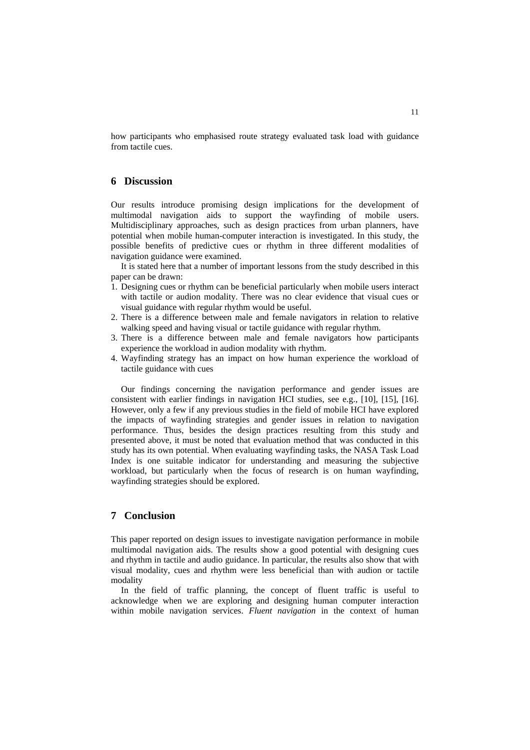how participants who emphasised route strategy evaluated task load with guidance from tactile cues.

## 6 Discussion

Our results introduce promising design implications for the development of multimodal navigation aids to support the wayfinding of mobile users. Multidisciplinary approaches, such as design practices from urban planners, have potential when mobile human-computer interaction is investigated. In this study, the possible benefits of predictive cues or rhythm in three different modalities of navigation guidance were examined.

It is stated here that a number of important lessons from the study described in this paper can be drawn:

1. Designing cues or rhythm can be beneficial particularly when mobile users interact with tactile or audion modality. There was no clear evidence that visual cues or visual guidance with regular rhythm would be useful.
2. There is a difference between male and female navigators in relation to relative walking speed and having visual or tactile guidance with regular rhythm.
3. There is a difference between male and female navigators how participants experience the workload in audion modality with rhythm.
4. Wayfinding strategy has an impact on how human experience the workload of tactile guidance with cues

Our findings concerning the navigation performance and gender issues are consistent with earlier findings in navigation HCI studies, see e.g., [10], [15], [16]. However, only a few if any previous studies in the field of mobile HCI have explored the impacts of wayfinding strategies and gender issues in relation to navigation performance. Thus, besides the design practices resulting from this study and presented above, it must be noted that evaluation method that was conducted in this study has its own potential. When evaluating wayfinding tasks, the NASA Task Load Index is one suitable indicator for understanding and measuring the subjective workload, but particularly when the focus of research is on human wayfinding, wayfinding strategies should be explored.

## 7 Conclusion

This paper reported on design issues to investigate navigation performance in mobile multimodal navigation aids. The results show a good potential with designing cues and rhythm in tactile and audio guidance. In particular, the results also show that with visual modality, cues and rhythm were less beneficial than with audion or tactile modality

In the field of traffic planning, the concept of fluent traffic is useful to acknowledge when we are exploring and designing human computer interaction within mobile navigation services. *Fluent navigation* in the context of human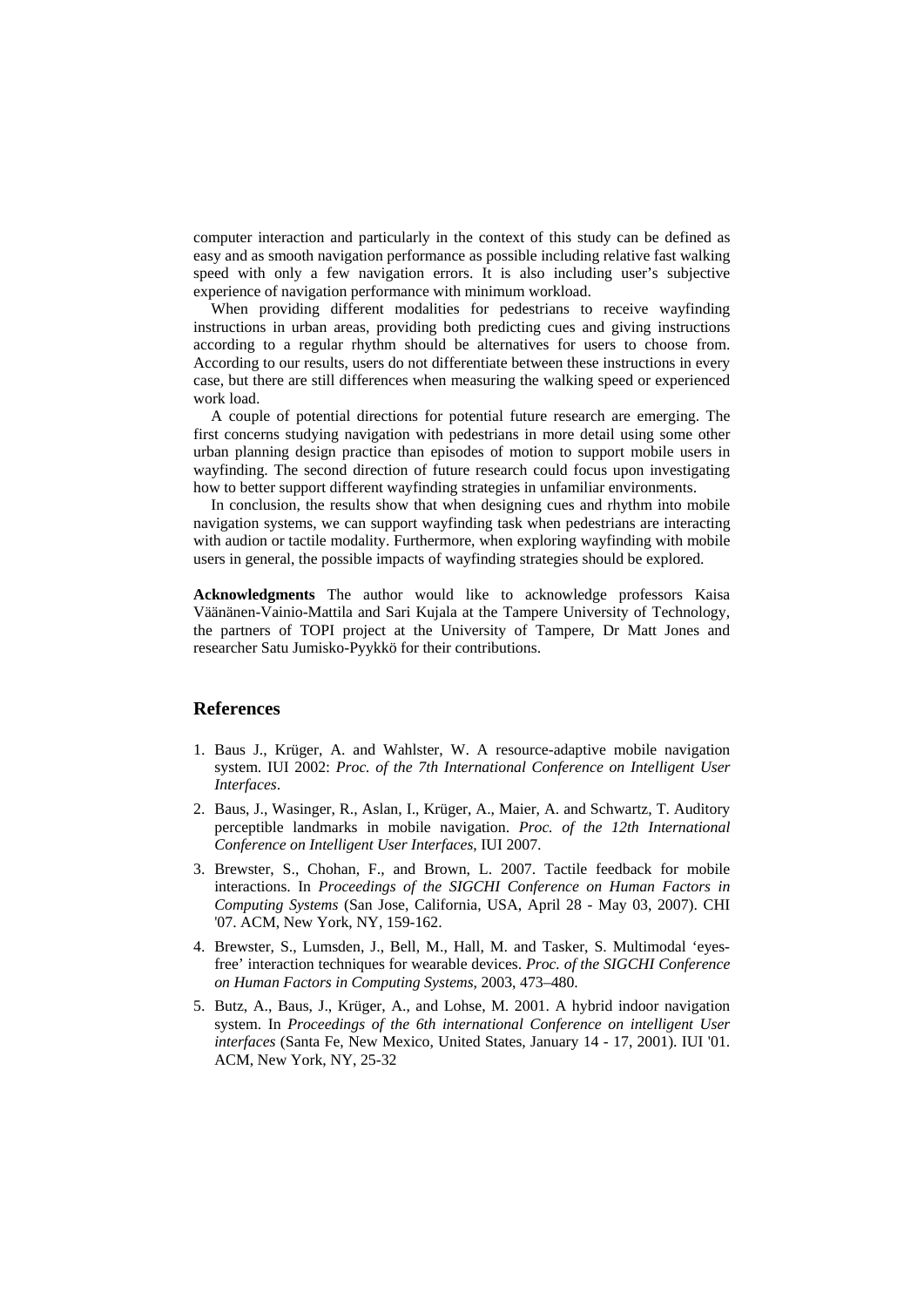computer interaction and particularly in the context of this study can be defined as easy and as smooth navigation performance as possible including relative fast walking speed with only a few navigation errors. It is also including user's subjective experience of navigation performance with minimum workload.

When providing different modalities for pedestrians to receive wayfinding instructions in urban areas, providing both predicting cues and giving instructions according to a regular rhythm should be alternatives for users to choose from. According to our results, users do not differentiate between these instructions in every case, but there are still differences when measuring the walking speed or experienced work load.

A couple of potential directions for potential future research are emerging. The first concerns studying navigation with pedestrians in more detail using some other urban planning design practice than episodes of motion to support mobile users in wayfinding. The second direction of future research could focus upon investigating how to better support different wayfinding strategies in unfamiliar environments.

In conclusion, the results show that when designing cues and rhythm into mobile navigation systems, we can support wayfinding task when pedestrians are interacting with audion or tactile modality. Furthermore, when exploring wayfinding with mobile users in general, the possible impacts of wayfinding strategies should be explored.

**Acknowledgments** The author would like to acknowledge professors Kaisa Väänänen-Vainio-Mattila and Sari Kujala at the Tampere University of Technology, the partners of TOPI project at the University of Tampere, Dr Matt Jones and researcher Satu Jumisko-Pyykkö for their contributions.

## References

1. Baus J., Krüger, A. and Wahlster, W. A resource-adaptive mobile navigation system. IUI 2002: *Proc. of the 7th International Conference on Intelligent User Interfaces*.
2. Baus, J., Wasinger, R., Aslan, I., Krüger, A., Maier, A. and Schwartz, T. Auditory perceptible landmarks in mobile navigation. *Proc. of the 12th International Conference on Intelligent User Interfaces*, IUI 2007.
3. Brewster, S., Chohan, F., and Brown, L. 2007. Tactile feedback for mobile interactions. In *Proceedings of the SIGCHI Conference on Human Factors in Computing Systems* (San Jose, California, USA, April 28 - May 03, 2007). CHI '07. ACM, New York, NY, 159-162.
4. Brewster, S., Lumsden, J., Bell, M., Hall, M. and Tasker, S. Multimodal 'eyes-free' interaction techniques for wearable devices. *Proc. of the SIGCHI Conference on Human Factors in Computing Systems*, 2003, 473–480.
5. Butz, A., Baus, J., Krüger, A., and Lohse, M. 2001. A hybrid indoor navigation system. In *Proceedings of the 6th international Conference on intelligent User interfaces* (Santa Fe, New Mexico, United States, January 14 - 17, 2001). IUI '01. ACM, New York, NY, 25-32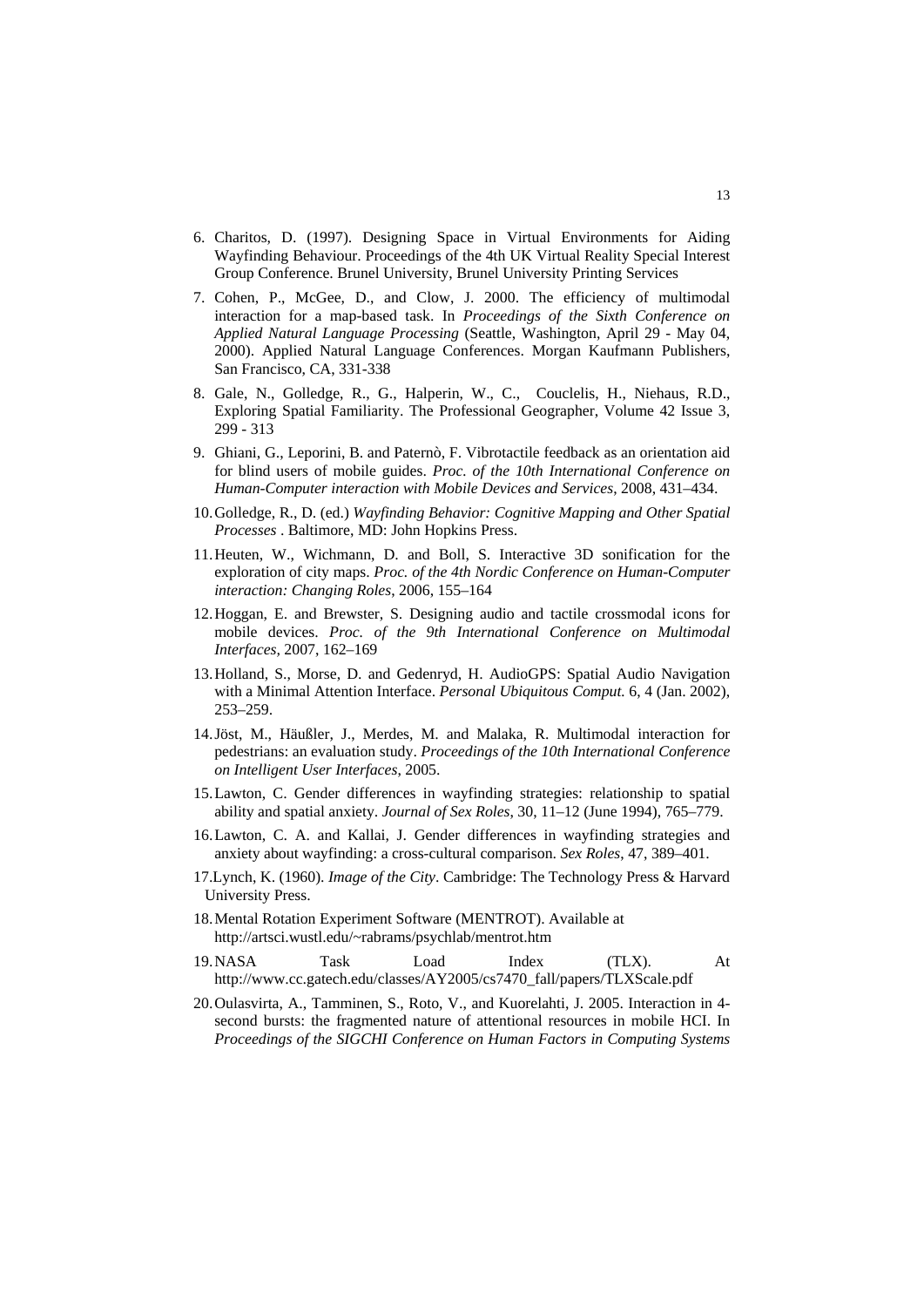6. Charitos, D. (1997). Designing Space in Virtual Environments for Aiding Wayfinding Behaviour. Proceedings of the 4th UK Virtual Reality Special Interest Group Conference. Brunel University, Brunel University Printing Services
7. Cohen, P., McGee, D., and Clow, J. 2000. The efficiency of multimodal interaction for a map-based task. In *Proceedings of the Sixth Conference on Applied Natural Language Processing* (Seattle, Washington, April 29 - May 04, 2000). Applied Natural Language Conferences. Morgan Kaufmann Publishers, San Francisco, CA, 331-338
8. Gale, N., Golledge, R., G., Halperin, W., C., Couclelis, H., Niehaus, R.D., Exploring Spatial Familiarity. The Professional Geographer, Volume 42 Issue 3, 299 - 313
9. Ghiani, G., Leporini, B. and Paternò, F. Vibrotactile feedback as an orientation aid for blind users of mobile guides. *Proc. of the 10th International Conference on Human-Computer interaction with Mobile Devices and Services*, 2008, 431–434.
10. Golledge, R., D. (ed.) *Wayfinding Behavior: Cognitive Mapping and Other Spatial Processes* . Baltimore, MD: John Hopkins Press.
11. Heuten, W., Wichmann, D. and Boll, S. Interactive 3D sonification for the exploration of city maps. *Proc. of the 4th Nordic Conference on Human-Computer interaction: Changing Roles*, 2006, 155–164
12. Hoggan, E. and Brewster, S. Designing audio and tactile crossmodal icons for mobile devices. *Proc. of the 9th International Conference on Multimodal Interfaces*, 2007, 162–169
13. Holland, S., Morse, D. and Gedenryd, H. AudioGPS: Spatial Audio Navigation with a Minimal Attention Interface. *Personal Ubiquitous Comput.* 6, 4 (Jan. 2002), 253–259.
14. Jöst, M., Häußler, J., Merdes, M. and Malaka, R. Multimodal interaction for pedestrians: an evaluation study. *Proceedings of the 10th International Conference on Intelligent User Interfaces*, 2005.
15. Lawton, C. Gender differences in wayfinding strategies: relationship to spatial ability and spatial anxiety. *Journal of Sex Roles*, 30, 11–12 (June 1994), 765–779.
16. Lawton, C. A. and Kallai, J. Gender differences in wayfinding strategies and anxiety about wayfinding: a cross-cultural comparison. *Sex Roles*, 47, 389–401.
17. Lynch, K. (1960). *Image of the City*. Cambridge: The Technology Press & Harvard University Press.
18. Mental Rotation Experiment Software (MENTROT). Available at http://artsci.wustl.edu/~rabrams/psychlab/mentrot.htm
19. NASA Task Load Index (TLX). At http://www.cc.gatech.edu/classes/AY2005/cs7470_fall/papers/TLXScale.pdf
20. Oulasvirta, A., Tamminen, S., Roto, V., and Kuorelahti, J. 2005. Interaction in 4-second bursts: the fragmented nature of attentional resources in mobile HCI. In *Proceedings of the SIGCHI Conference on Human Factors in Computing Systems*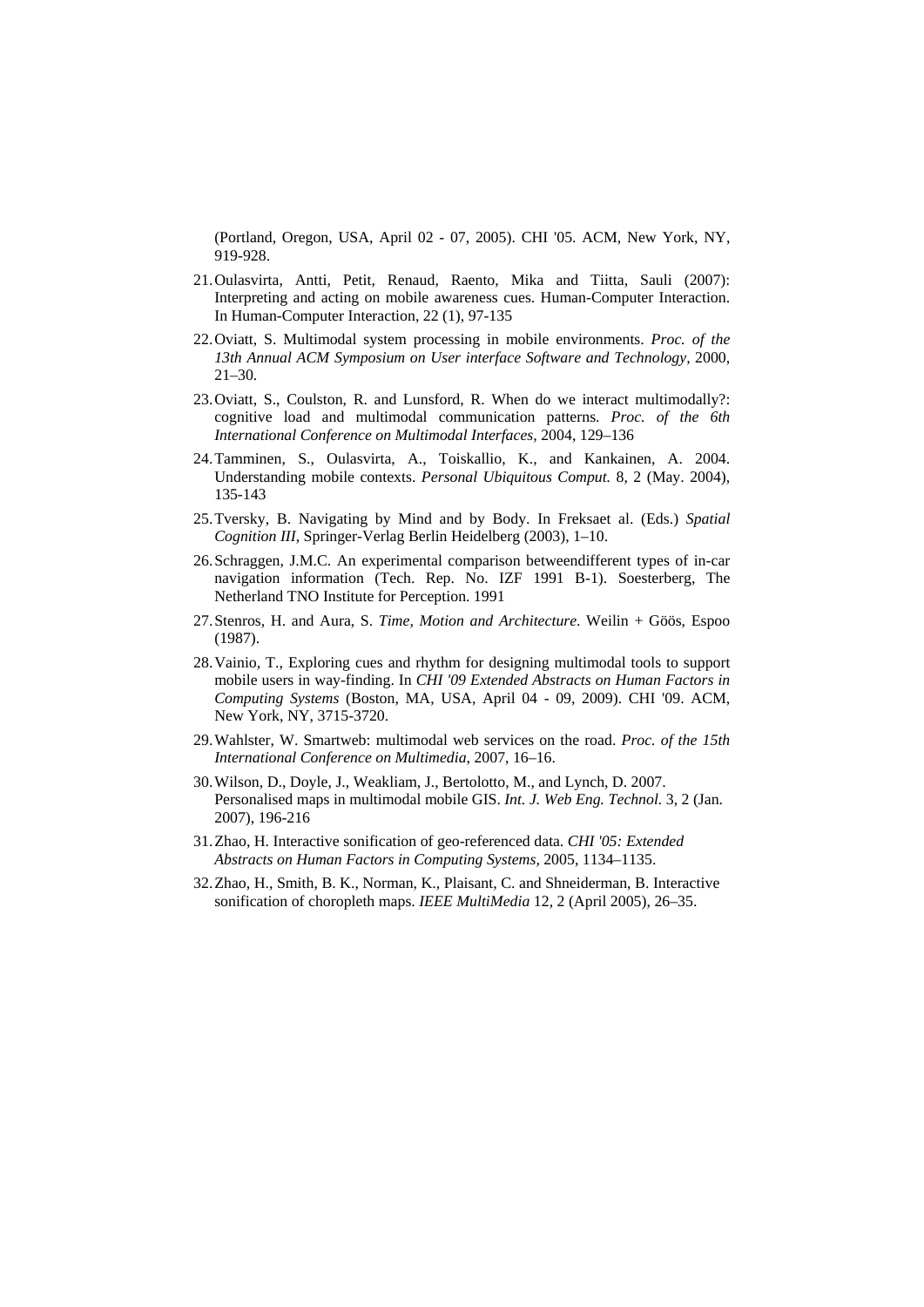(Portland, Oregon, USA, April 02 - 07, 2005). CHI '05. ACM, New York, NY, 919-928.

21. Oulasvirta, Antti, Petit, Renaud, Raento, Mika and Tiitta, Sauli (2007): Interpreting and acting on mobile awareness cues. Human-Computer Interaction. In Human-Computer Interaction, 22 (1), 97-135
22. Oviatt, S. Multimodal system processing in mobile environments. *Proc. of the 13th Annual ACM Symposium on User interface Software and Technology*, 2000, 21–30.
23. Oviatt, S., Coulston, R. and Lunsford, R. When do we interact multimodally?: cognitive load and multimodal communication patterns. *Proc. of the 6th International Conference on Multimodal Interfaces*, 2004, 129–136
24. Tamminen, S., Oulasvirta, A., Toiskallio, K., and Kankainen, A. 2004. Understanding mobile contexts. *Personal Ubiquitous Comput.* 8, 2 (May. 2004), 135-143
25. Tversky, B. Navigating by Mind and by Body. In Freksaet al. (Eds.) *Spatial Cognition III*, Springer-Verlag Berlin Heidelberg (2003), 1–10.
26. Schraggen, J.M.C. An experimental comparison betweendifferent types of in-car navigation information (Tech. Rep. No. IZF 1991 B-1). Soesterberg, The Netherland TNO Institute for Perception. 1991
27. Stenros, H. and Aura, S. *Time, Motion and Architecture*. Weilin + Göös, Espoo (1987).
28. Vainio, T., Exploring cues and rhythm for designing multimodal tools to support mobile users in way-finding. In *CHI '09 Extended Abstracts on Human Factors in Computing Systems* (Boston, MA, USA, April 04 - 09, 2009). CHI '09. ACM, New York, NY, 3715-3720.
29. Wahlster, W. Smartweb: multimodal web services on the road. *Proc. of the 15th International Conference on Multimedia*, 2007, 16–16.
30. Wilson, D., Doyle, J., Weakliam, J., Bertolotto, M., and Lynch, D. 2007. Personalised maps in multimodal mobile GIS. *Int. J. Web Eng. Technol.* 3, 2 (Jan. 2007), 196-216
31. Zhao, H. Interactive sonification of geo-referenced data. *CHI '05: Extended Abstracts on Human Factors in Computing Systems*, 2005, 1134–1135.
32. Zhao, H., Smith, B. K., Norman, K., Plaisant, C. and Shneiderman, B. Interactive sonification of choropleth maps. *IEEE MultiMedia* 12, 2 (April 2005), 26–35.